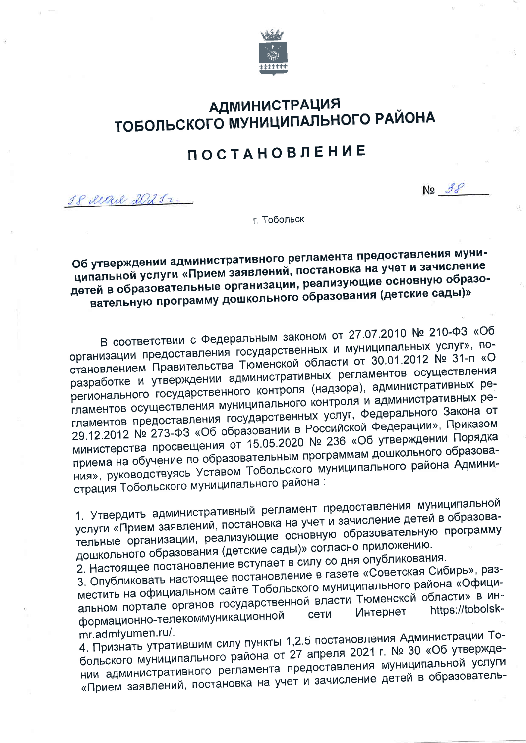# АДМИНИСТРАЦИЯ ТОБОЛЬСКОГО МУНИЦИПАЛЬНОГО РАЙОНА

## ПОСТАНОВЛЕНИЕ

18 мая 2021 г. №38

г. Тобольск

**Об утверждении административного регламента предоставления муниципальной услуги «Прием заявлений, постановка на учет и зачисление детей в образовательные организации, реализующие основную образовательную программу дошкольного образования (детские сады)»**

В соответствии с Федеральным законом от 27.07.2010 № 210-ФЗ «Об организации предоставления государственных и муниципальных услуг», постановлением Правительства Тюменской области от 30.01.2012 № 31-п «О разработке и утверждении административных регламентов осуществления регионального государственного контроля (надзора), административных регламентов осуществления муниципального контроля и административных регламентов предоставления государственных услуг, Федерального Закона от 29.12.2012 № 273-ФЗ «Об образовании в Российской Федерации», Приказом министерства просвещения от 15.05.2020 № 236 «Об утверждении Порядка приема на обучение по образовательным программам дошкольного образования», руководствуясь Уставом Тобольского муниципального района Администрация Тобольского муниципального района :

1. Утвердить административный регламент предоставления муниципальной услуги «Прием заявлений, постановка на учет и зачисление детей в образовательные организации, реализующие основную образовательную программу дошкольного образования (детские сады)» согласно приложению.
2. Настоящее постановление вступает в силу со дня опубликования.
3. Опубликовать настоящее постановление в газете «Советская Сибирь», разместить на официальном сайте Тобольского муниципального района «Официальном портале органов государственной власти Тюменской области» в информационно-телекоммуникационной сети Интернет https://tobolsk-mr.admtyumen.ru/.
4. Признать утратившим силу пункты 1,2,5 постановления Администрации Тобольского муниципального района от 27 апреля 2021 г. № 30 «Об утверждении административного регламента предоставления муниципальной услуги «Прием заявлений, постановка на учет и зачисление детей в образователь-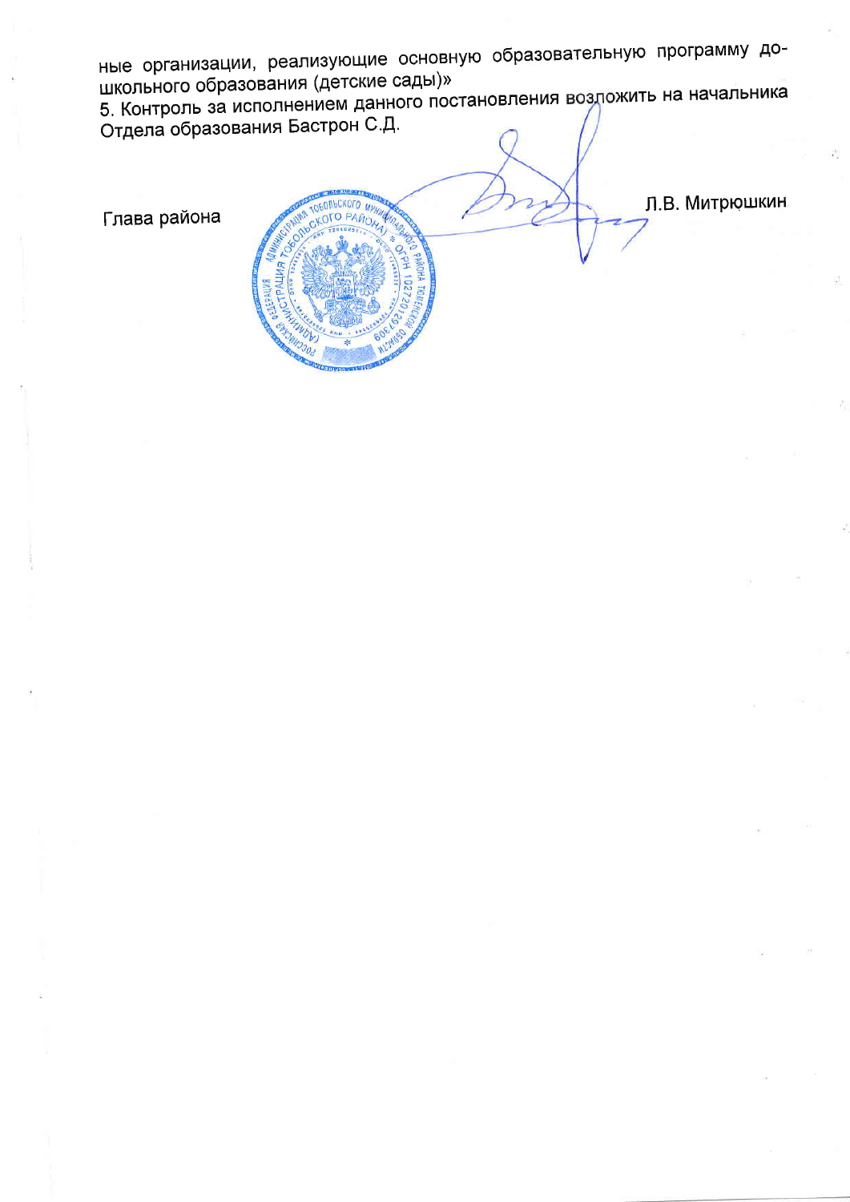ные организации, реализующие основную образовательную программу дошкольного образования (детские сады)»

5. Контроль за исполнением данного постановления возложить на начальника Отдела образования Бастрон С.Д.

Глава района Л.В. Митрюшкин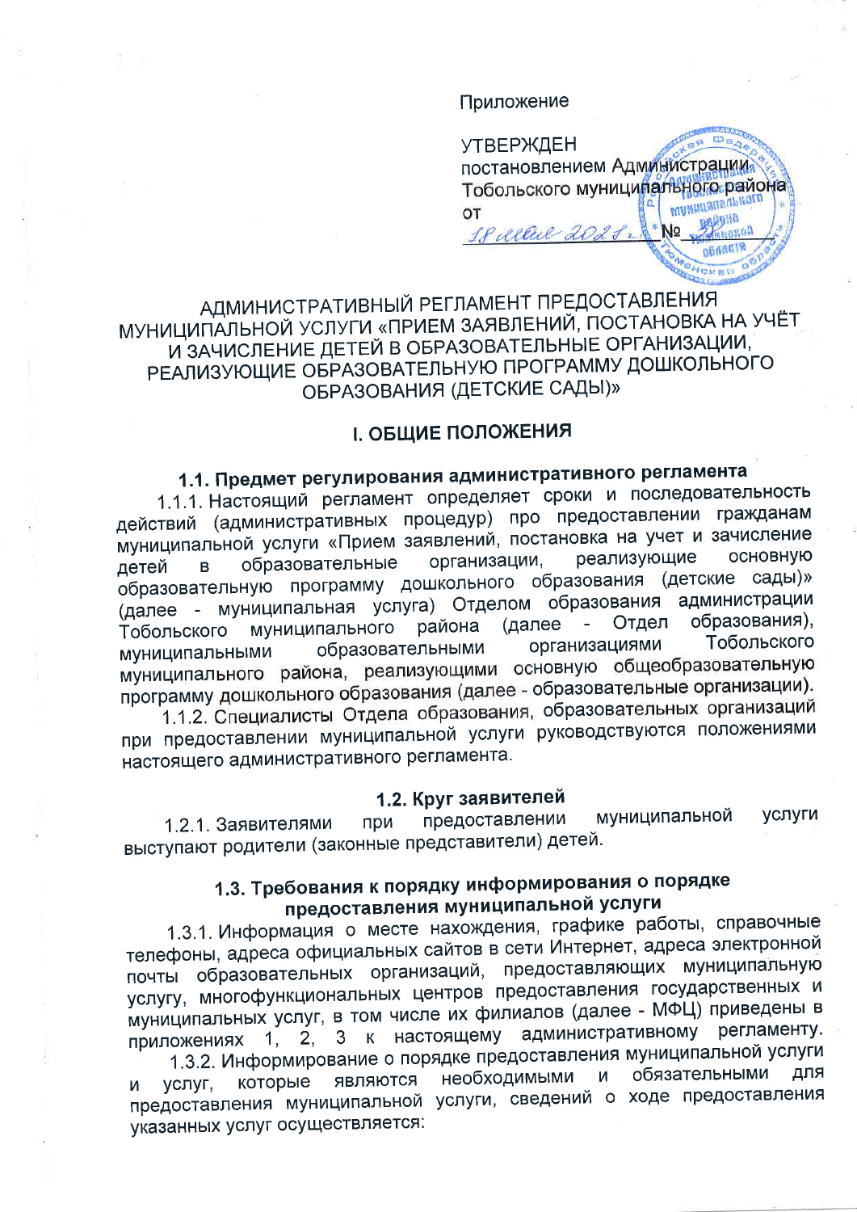Приложение

УТВЕРЖДЕН
постановлением Администрации
Тобольского муниципального района
от 18 мая 2021 г. № 30

АДМИНИСТРАТИВНЫЙ РЕГЛАМЕНТ ПРЕДОСТАВЛЕНИЯ МУНИЦИПАЛЬНОЙ УСЛУГИ «ПРИЕМ ЗАЯВЛЕНИЙ, ПОСТАНОВКА НА УЧЁТ И ЗАЧИСЛЕНИЕ ДЕТЕЙ В ОБРАЗОВАТЕЛЬНЫЕ ОРГАНИЗАЦИИ, РЕАЛИЗУЮЩИЕ ОБРАЗОВАТЕЛЬНУЮ ПРОГРАММУ ДОШКОЛЬНОГО ОБРАЗОВАНИЯ (ДЕТСКИЕ САДЫ)»

## I. ОБЩИЕ ПОЛОЖЕНИЯ

### 1.1. Предмет регулирования административного регламента

1.1.1. Настоящий регламент определяет сроки и последовательность действий (административных процедур) про предоставлении гражданам муниципальной услуги «Прием заявлений, постановка на учет и зачисление детей в образовательные организации, реализующие основную образовательную программу дошкольного образования (детские сады)» (далее - муниципальная услуга) Отделом образования администрации Тобольского муниципального района (далее - Отдел образования), муниципальными образовательными организациями Тобольского муниципального района, реализующими основную общеобразовательную программу дошкольного образования (далее - образовательные организации).

1.1.2. Специалисты Отдела образования, образовательных организаций при предоставлении муниципальной услуги руководствуются положениями настоящего административного регламента.

### 1.2. Круг заявителей

1.2.1. Заявителями при предоставлении муниципальной услуги выступают родители (законные представители) детей.

### 1.3. Требования к порядку информирования о порядке предоставления муниципальной услуги

1.3.1. Информация о месте нахождения, графике работы, справочные телефоны, адреса официальных сайтов в сети Интернет, адреса электронной почты образовательных организаций, предоставляющих муниципальную услугу, многофункциональных центров предоставления государственных и муниципальных услуг, в том числе их филиалов (далее - МФЦ) приведены в приложениях 1, 2, 3 к настоящему административному регламенту.

1.3.2. Информирование о порядке предоставления муниципальной услуги и услуг, которые являются необходимыми и обязательными для предоставления муниципальной услуги, сведений о ходе предоставления указанных услуг осуществляется: